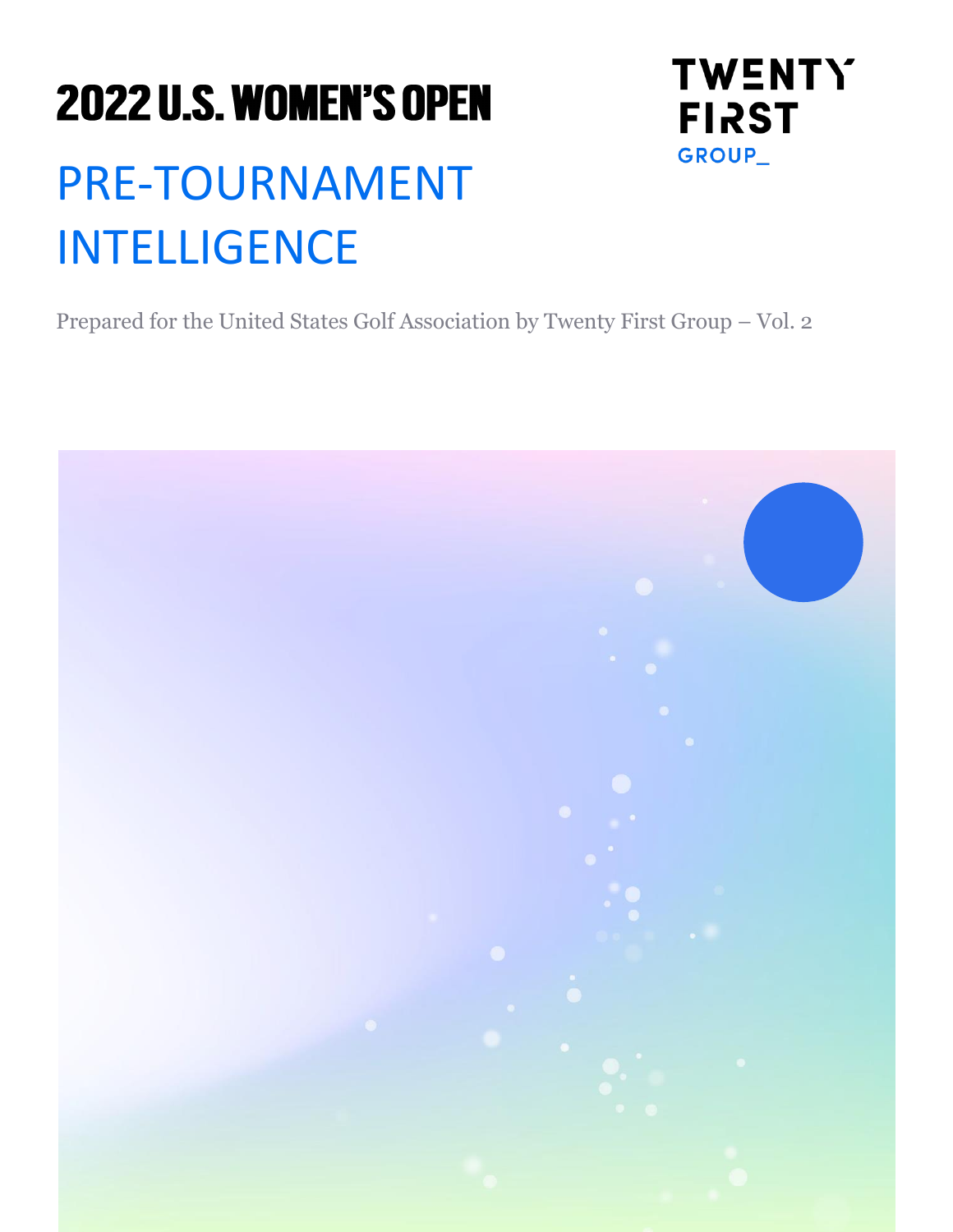# 2022 U.S. WOMEN'S OPEN

TWENTY FIRST GROUP_

## PRE-TOURNAMENT INTELLIGENCE

Prepared for the United States Golf Association by Twenty First Group – Vol. 2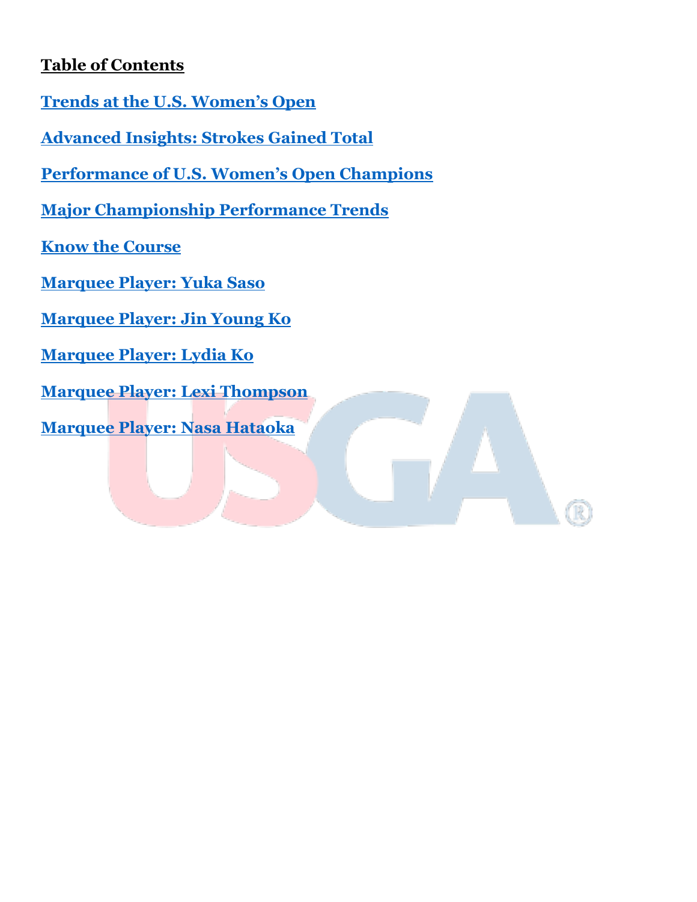**Table of Contents**

**Trends at the U.S. Women's Open**

**Advanced Insights: Strokes Gained Total**

**Performance of U.S. Women's Open Champions**

**Major Championship Performance Trends**

**Know the Course**

**Marquee Player: Yuka Saso**

**Marquee Player: Jin Young Ko**

**Marquee Player: Lydia Ko**

**Marquee Player: Lexi Thompson**

**Marquee Player: Nasa Hataoka**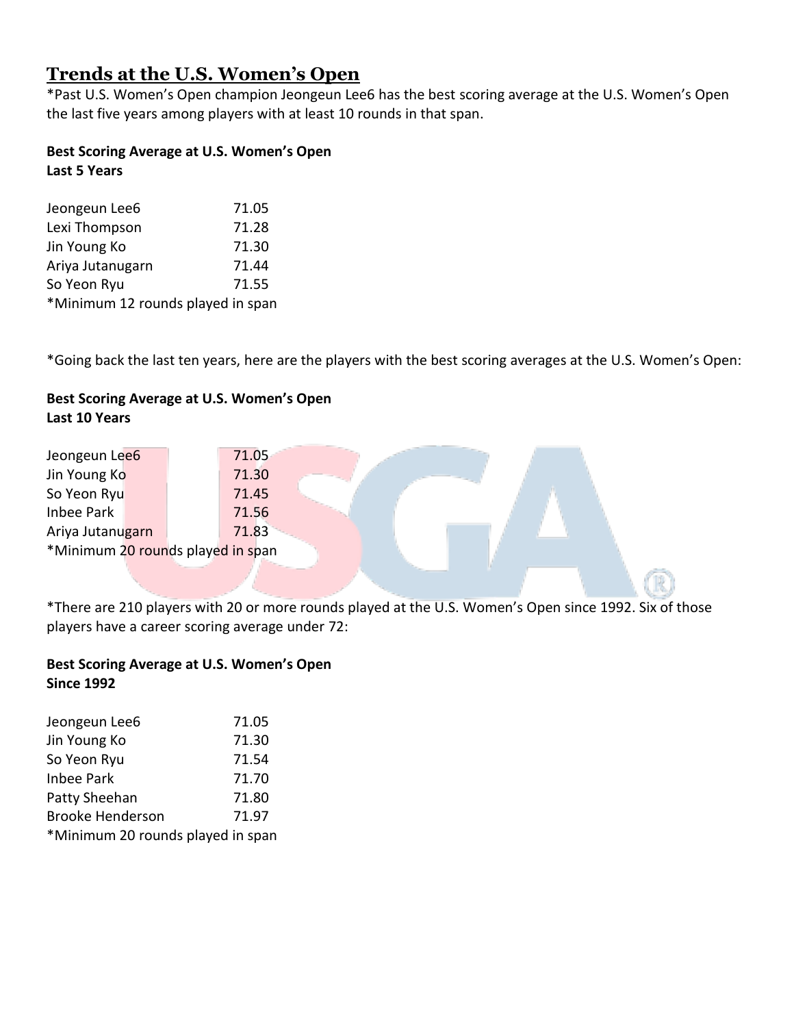## Trends at the U.S. Women's Open

*Past U.S. Women's Open champion Jeongeun Lee6 has the best scoring average at the U.S. Women's Open the last five years among players with at least 10 rounds in that span.

**Best Scoring Average at U.S. Women's Open**
**Last 5 Years**

| | |
|---|---|
| Jeongeun Lee6 | 71.05 |
| Lexi Thompson | 71.28 |
| Jin Young Ko | 71.30 |
| Ariya Jutanugarn | 71.44 |
| So Yeon Ryu | 71.55 |

*Minimum 12 rounds played in span

*Going back the last ten years, here are the players with the best scoring averages at the U.S. Women's Open:

**Best Scoring Average at U.S. Women's Open**
**Last 10 Years**

| | |
|---|---|
| Jeongeun Lee6 | 71.05 |
| Jin Young Ko | 71.30 |
| So Yeon Ryu | 71.45 |
| Inbee Park | 71.56 |
| Ariya Jutanugarn | 71.83 |

*Minimum 20 rounds played in span

*There are 210 players with 20 or more rounds played at the U.S. Women's Open since 1992. Six of those players have a career scoring average under 72:

**Best Scoring Average at U.S. Women's Open**
**Since 1992**

| | |
|---|---|
| Jeongeun Lee6 | 71.05 |
| Jin Young Ko | 71.30 |
| So Yeon Ryu | 71.54 |
| Inbee Park | 71.70 |
| Patty Sheehan | 71.80 |
| Brooke Henderson | 71.97 |

*Minimum 20 rounds played in span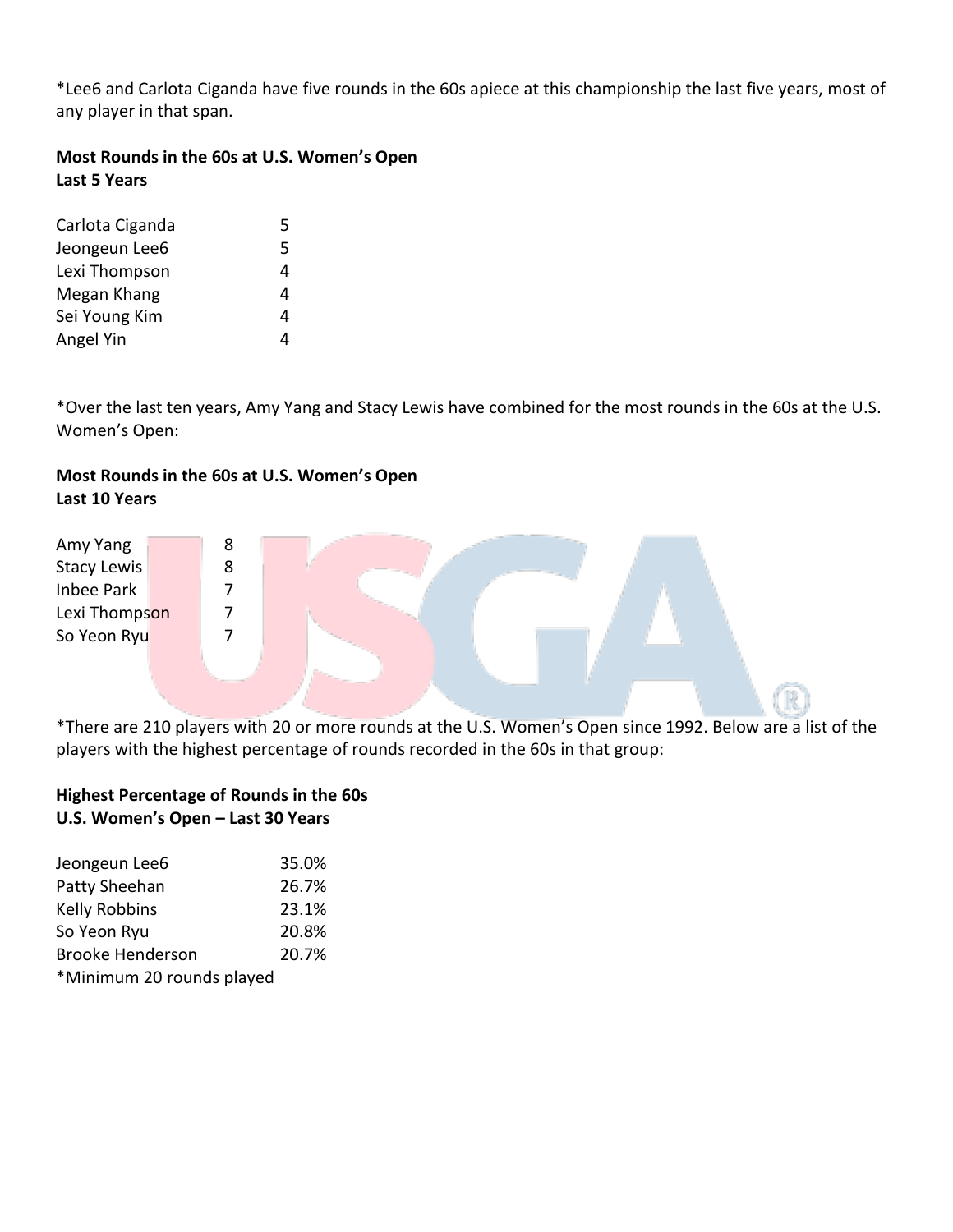*Lee6 and Carlota Ciganda have five rounds in the 60s apiece at this championship the last five years, most of any player in that span.

**Most Rounds in the 60s at U.S. Women's Open**
**Last 5 Years**

| | |
|---|---|
| Carlota Ciganda | 5 |
| Jeongeun Lee6 | 5 |
| Lexi Thompson | 4 |
| Megan Khang | 4 |
| Sei Young Kim | 4 |
| Angel Yin | 4 |

*Over the last ten years, Amy Yang and Stacy Lewis have combined for the most rounds in the 60s at the U.S. Women's Open:

**Most Rounds in the 60s at U.S. Women's Open**
**Last 10 Years**

| | |
|---|---|
| Amy Yang | 8 |
| Stacy Lewis | 8 |
| Inbee Park | 7 |
| Lexi Thompson | 7 |
| So Yeon Ryu | 7 |

*There are 210 players with 20 or more rounds at the U.S. Women's Open since 1992. Below are a list of the players with the highest percentage of rounds recorded in the 60s in that group:

**Highest Percentage of Rounds in the 60s**
**U.S. Women's Open – Last 30 Years**

| | |
|---|---|
| Jeongeun Lee6 | 35.0% |
| Patty Sheehan | 26.7% |
| Kelly Robbins | 23.1% |
| So Yeon Ryu | 20.8% |
| Brooke Henderson | 20.7% |

*Minimum 20 rounds played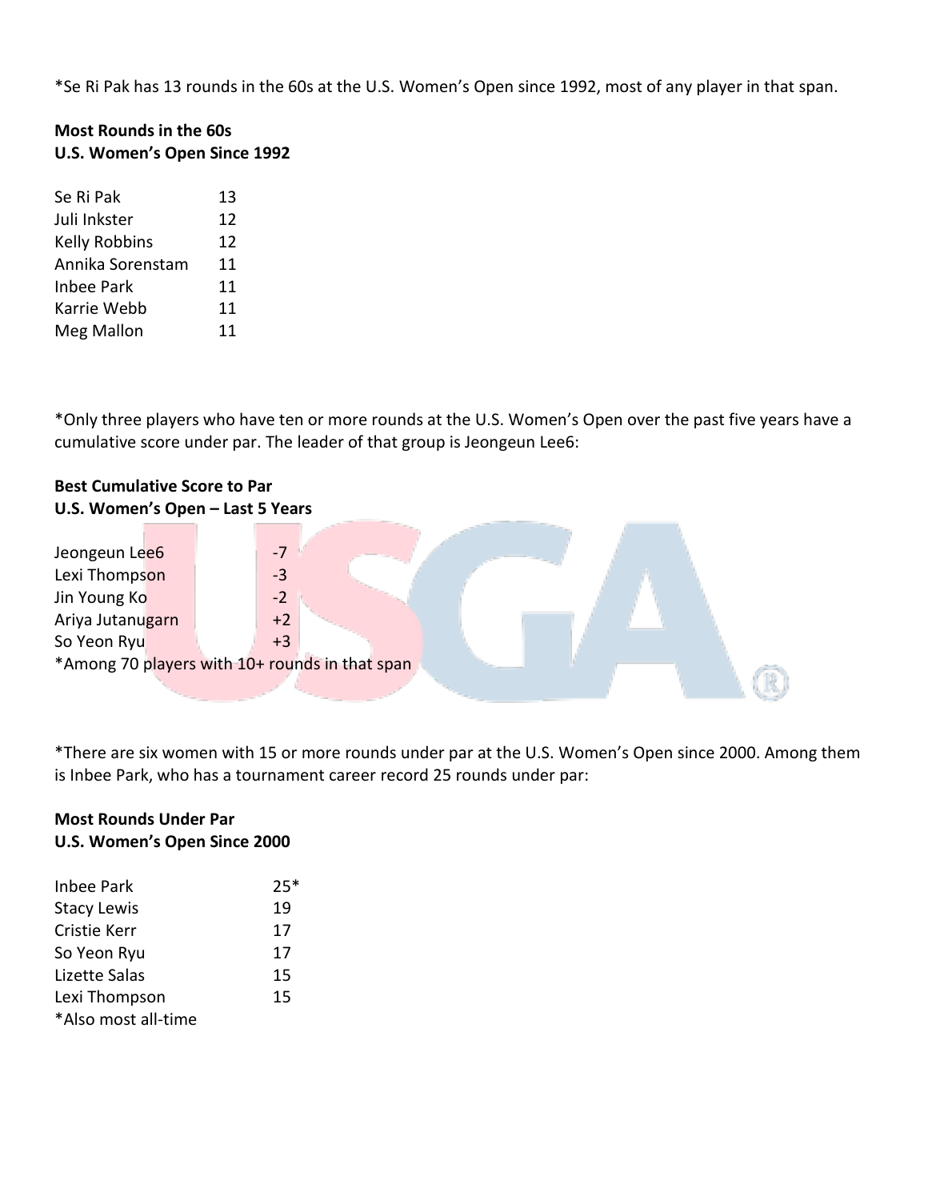*Se Ri Pak has 13 rounds in the 60s at the U.S. Women's Open since 1992, most of any player in that span.

**Most Rounds in the 60s**
**U.S. Women's Open Since 1992**

| | |
|---|---|
| Se Ri Pak | 13 |
| Juli Inkster | 12 |
| Kelly Robbins | 12 |
| Annika Sorenstam | 11 |
| Inbee Park | 11 |
| Karrie Webb | 11 |
| Meg Mallon | 11 |

*Only three players who have ten or more rounds at the U.S. Women's Open over the past five years have a cumulative score under par. The leader of that group is Jeongeun Lee6:

**Best Cumulative Score to Par**
**U.S. Women's Open – Last 5 Years**

| | |
|---|---|
| Jeongeun Lee6 | -7 |
| Lexi Thompson | -3 |
| Jin Young Ko | -2 |
| Ariya Jutanugarn | +2 |
| So Yeon Ryu | +3 |

*Among 70 players with 10+ rounds in that span

*There are six women with 15 or more rounds under par at the U.S. Women's Open since 2000. Among them is Inbee Park, who has a tournament career record 25 rounds under par:

**Most Rounds Under Par**
**U.S. Women's Open Since 2000**

| | |
|---|---|
| Inbee Park | 25* |
| Stacy Lewis | 19 |
| Cristie Kerr | 17 |
| So Yeon Ryu | 17 |
| Lizette Salas | 15 |
| Lexi Thompson | 15 |

*Also most all-time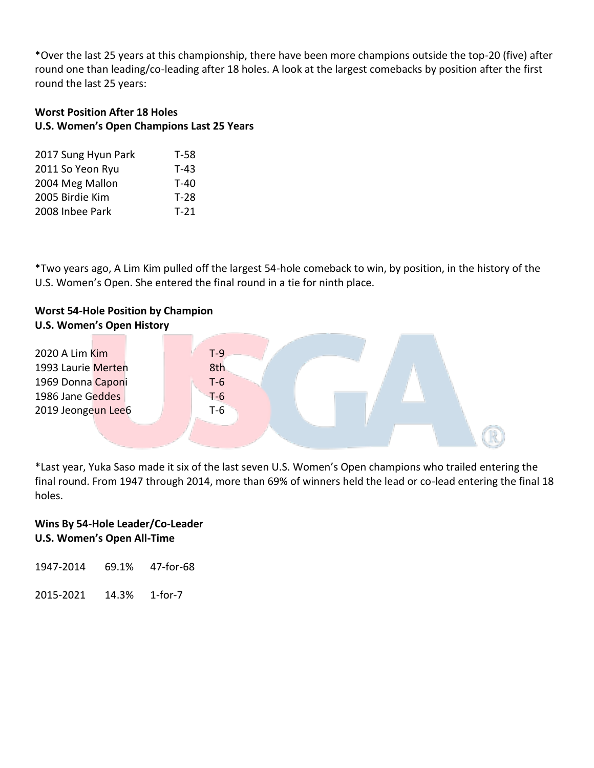*Over the last 25 years at this championship, there have been more champions outside the top-20 (five) after round one than leading/co-leading after 18 holes. A look at the largest comebacks by position after the first round the last 25 years:

**Worst Position After 18 Holes**
**U.S. Women's Open Champions Last 25 Years**

| | |
|---|---|
| 2017 Sung Hyun Park | T-58 |
| 2011 So Yeon Ryu | T-43 |
| 2004 Meg Mallon | T-40 |
| 2005 Birdie Kim | T-28 |
| 2008 Inbee Park | T-21 |

*Two years ago, A Lim Kim pulled off the largest 54-hole comeback to win, by position, in the history of the U.S. Women's Open. She entered the final round in a tie for ninth place.

**Worst 54-Hole Position by Champion**
**U.S. Women's Open History**

| | |
|---|---|
| 2020 A Lim Kim | T-9 |
| 1993 Laurie Merten | 8th |
| 1969 Donna Caponi | T-6 |
| 1986 Jane Geddes | T-6 |
| 2019 Jeongeun Lee6 | T-6 |

*Last year, Yuka Saso made it six of the last seven U.S. Women's Open champions who trailed entering the final round. From 1947 through 2014, more than 69% of winners held the lead or co-lead entering the final 18 holes.

**Wins By 54-Hole Leader/Co-Leader**
**U.S. Women's Open All-Time**

| | | |
|---|---|---|
| 1947-2014 | 69.1% | 47-for-68 |
| 2015-2021 | 14.3% | 1-for-7 |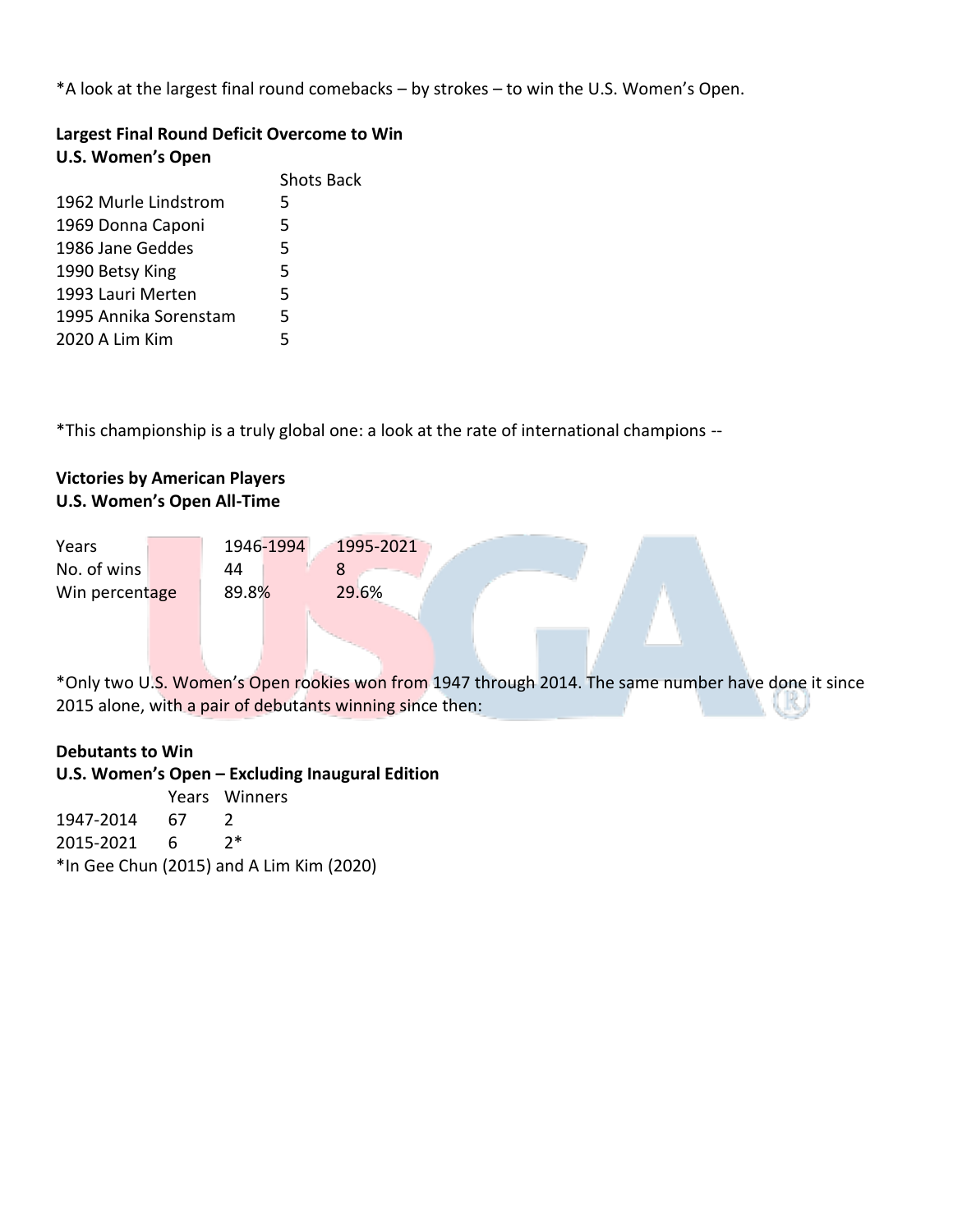*A look at the largest final round comebacks – by strokes – to win the U.S. Women's Open.

**Largest Final Round Deficit Overcome to Win**
**U.S. Women's Open**

| | Shots Back |
|---|---|
| 1962 Murle Lindstrom | 5 |
| 1969 Donna Caponi | 5 |
| 1986 Jane Geddes | 5 |
| 1990 Betsy King | 5 |
| 1993 Lauri Merten | 5 |
| 1995 Annika Sorenstam | 5 |
| 2020 A Lim Kim | 5 |

*This championship is a truly global one: a look at the rate of international champions --

**Victories by American Players**
**U.S. Women's Open All-Time**

| Years | 1946-1994 | 1995-2021 |
|---|---|---|
| No. of wins | 44 | 8 |
| Win percentage | 89.8% | 29.6% |

*Only two U.S. Women's Open rookies won from 1947 through 2014. The same number have done it since 2015 alone, with a pair of debutants winning since then:

**Debutants to Win**
**U.S. Women's Open – Excluding Inaugural Edition**

| | Years | Winners |
|---|---|---|
| 1947-2014 | 67 | 2 |
| 2015-2021 | 6 | 2* |

*In Gee Chun (2015) and A Lim Kim (2020)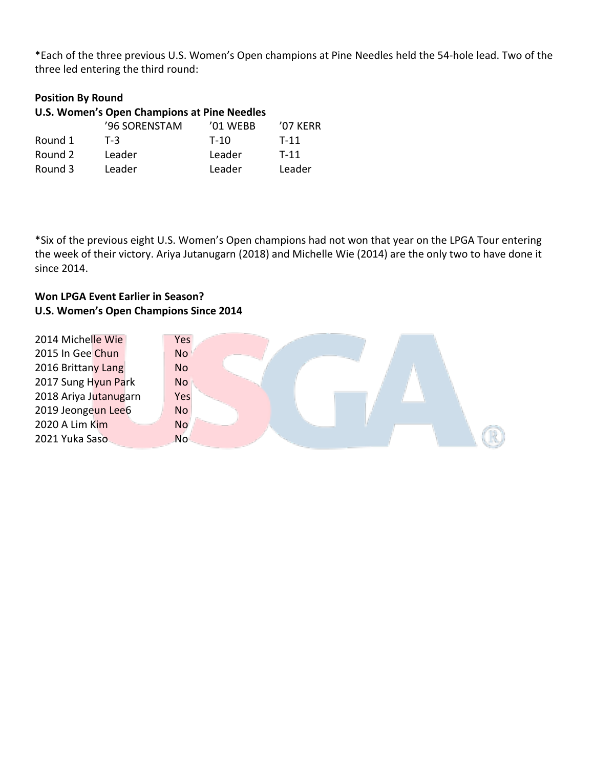*Each of the three previous U.S. Women's Open champions at Pine Needles held the 54-hole lead. Two of the three led entering the third round:

**Position By Round**
**U.S. Women's Open Champions at Pine Needles**

| | '96 SORENSTAM | '01 WEBB | '07 KERR |
|---|---|---|---|
| Round 1 | T-3 | T-10 | T-11 |
| Round 2 | Leader | Leader | T-11 |
| Round 3 | Leader | Leader | Leader |

*Six of the previous eight U.S. Women's Open champions had not won that year on the LPGA Tour entering the week of their victory. Ariya Jutanugarn (2018) and Michelle Wie (2014) are the only two to have done it since 2014.

**Won LPGA Event Earlier in Season?**
**U.S. Women's Open Champions Since 2014**

| | |
|---|---|
| 2014 Michelle Wie | Yes |
| 2015 In Gee Chun | No |
| 2016 Brittany Lang | No |
| 2017 Sung Hyun Park | No |
| 2018 Ariya Jutanugarn | Yes |
| 2019 Jeongeun Lee6 | No |
| 2020 A Lim Kim | No |
| 2021 Yuka Saso | No |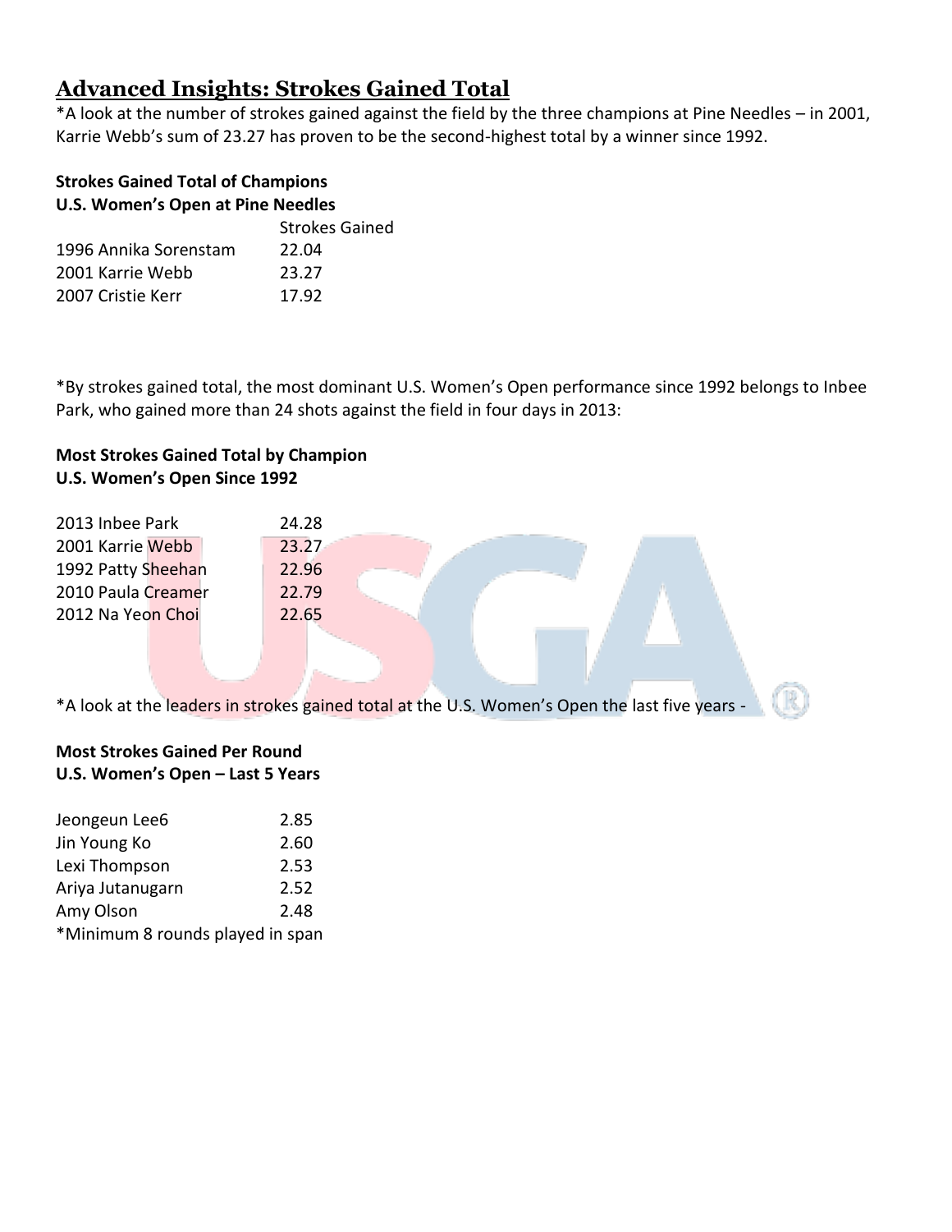## Advanced Insights: Strokes Gained Total

*A look at the number of strokes gained against the field by the three champions at Pine Needles – in 2001, Karrie Webb's sum of 23.27 has proven to be the second-highest total by a winner since 1992.

**Strokes Gained Total of Champions**
**U.S. Women's Open at Pine Needles**

| | Strokes Gained |
|---|---|
| 1996 Annika Sorenstam | 22.04 |
| 2001 Karrie Webb | 23.27 |
| 2007 Cristie Kerr | 17.92 |

*By strokes gained total, the most dominant U.S. Women's Open performance since 1992 belongs to Inbee Park, who gained more than 24 shots against the field in four days in 2013:

**Most Strokes Gained Total by Champion**
**U.S. Women's Open Since 1992**

| | |
|---|---|
| 2013 Inbee Park | 24.28 |
| 2001 Karrie Webb | 23.27 |
| 1992 Patty Sheehan | 22.96 |
| 2010 Paula Creamer | 22.79 |
| 2012 Na Yeon Choi | 22.65 |

*A look at the leaders in strokes gained total at the U.S. Women's Open the last five years -

**Most Strokes Gained Per Round**
**U.S. Women's Open – Last 5 Years**

| | |
|---|---|
| Jeongeun Lee6 | 2.85 |
| Jin Young Ko | 2.60 |
| Lexi Thompson | 2.53 |
| Ariya Jutanugarn | 2.52 |
| Amy Olson | 2.48 |

*Minimum 8 rounds played in span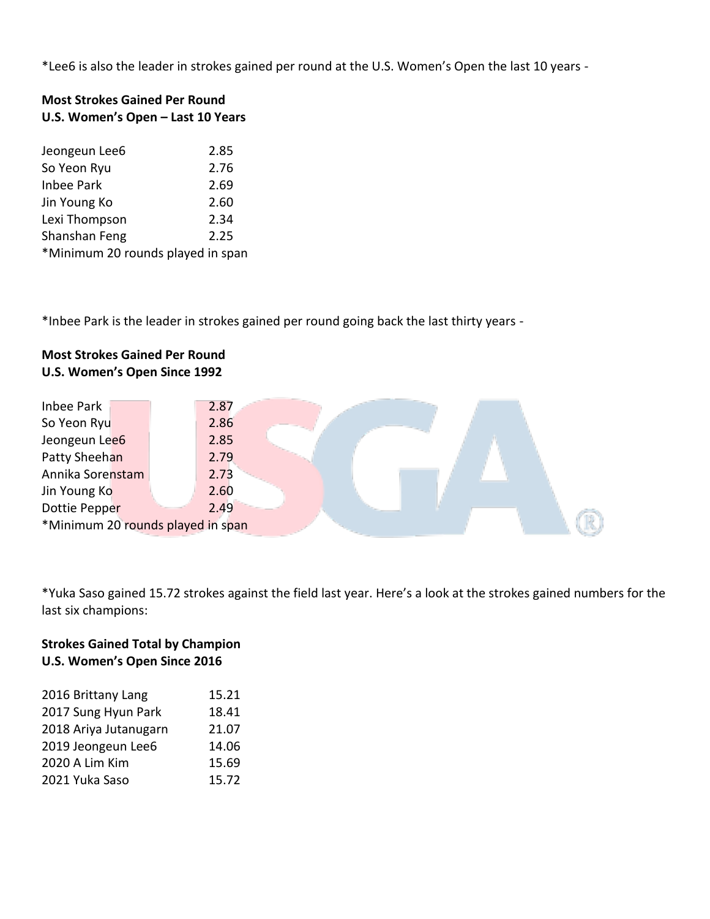*Lee6 is also the leader in strokes gained per round at the U.S. Women's Open the last 10 years -

**Most Strokes Gained Per Round**
**U.S. Women's Open – Last 10 Years**

| Player | Strokes Gained |
|---|---|
| Jeongeun Lee6 | 2.85 |
| So Yeon Ryu | 2.76 |
| Inbee Park | 2.69 |
| Jin Young Ko | 2.60 |
| Lexi Thompson | 2.34 |
| Shanshan Feng | 2.25 |

*Minimum 20 rounds played in span

*Inbee Park is the leader in strokes gained per round going back the last thirty years -

**Most Strokes Gained Per Round**
**U.S. Women's Open Since 1992**

| Player | Strokes Gained |
|---|---|
| Inbee Park | 2.87 |
| So Yeon Ryu | 2.86 |
| Jeongeun Lee6 | 2.85 |
| Patty Sheehan | 2.79 |
| Annika Sorenstam | 2.73 |
| Jin Young Ko | 2.60 |
| Dottie Pepper | 2.49 |

*Minimum 20 rounds played in span

*Yuka Saso gained 15.72 strokes against the field last year. Here's a look at the strokes gained numbers for the last six champions:

**Strokes Gained Total by Champion**
**U.S. Women's Open Since 2016**

| Champion | Strokes Gained |
|---|---|
| 2016 Brittany Lang | 15.21 |
| 2017 Sung Hyun Park | 18.41 |
| 2018 Ariya Jutanugarn | 21.07 |
| 2019 Jeongeun Lee6 | 14.06 |
| 2020 A Lim Kim | 15.69 |
| 2021 Yuka Saso | 15.72 |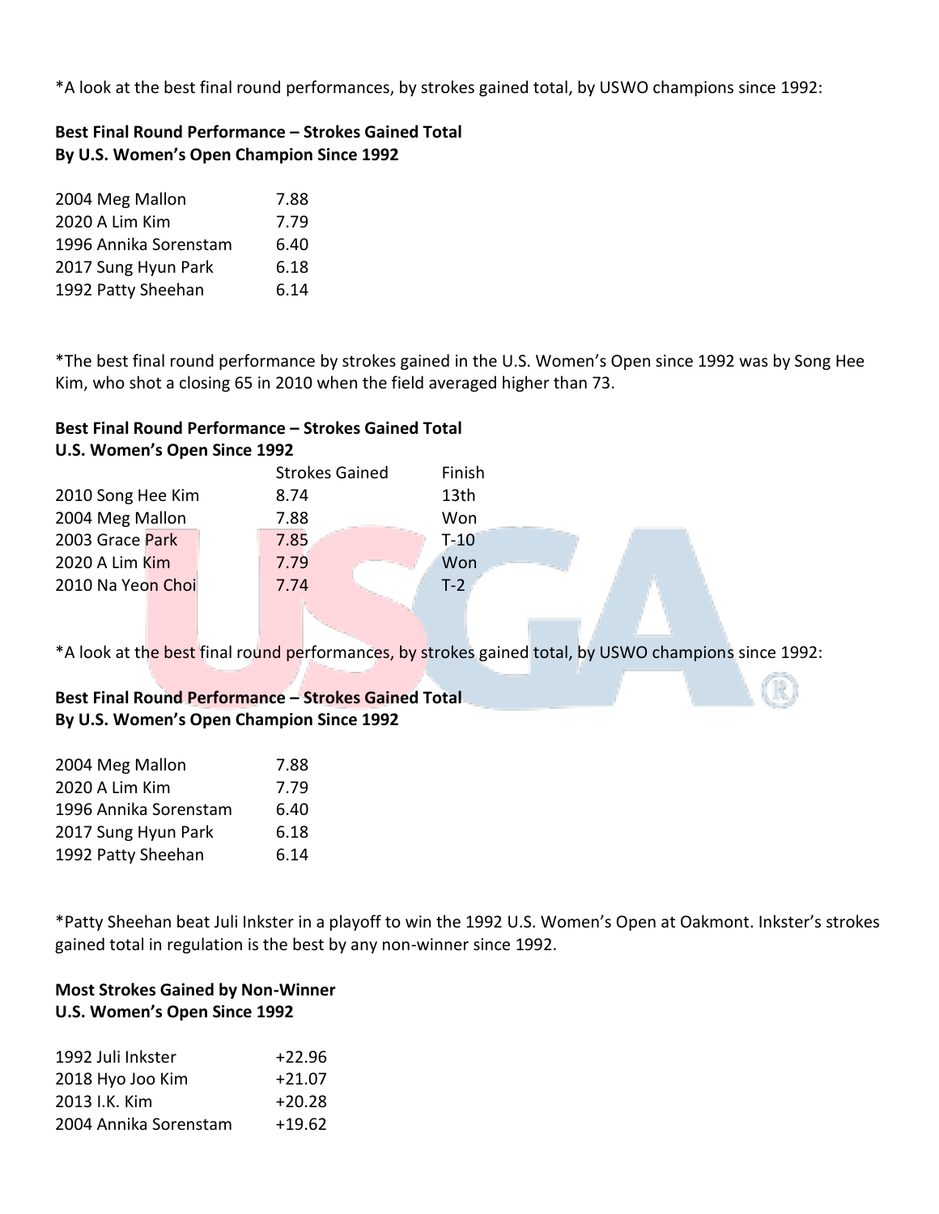*A look at the best final round performances, by strokes gained total, by USWO champions since 1992:

**Best Final Round Performance – Strokes Gained Total**
**By U.S. Women's Open Champion Since 1992**

| | |
|---|---|
| 2004 Meg Mallon | 7.88 |
| 2020 A Lim Kim | 7.79 |
| 1996 Annika Sorenstam | 6.40 |
| 2017 Sung Hyun Park | 6.18 |
| 1992 Patty Sheehan | 6.14 |

*The best final round performance by strokes gained in the U.S. Women's Open since 1992 was by Song Hee Kim, who shot a closing 65 in 2010 when the field averaged higher than 73.

**Best Final Round Performance – Strokes Gained Total**
**U.S. Women's Open Since 1992**

| | Strokes Gained | Finish |
|---|---|---|
| 2010 Song Hee Kim | 8.74 | 13th |
| 2004 Meg Mallon | 7.88 | Won |
| 2003 Grace Park | 7.85 | T-10 |
| 2020 A Lim Kim | 7.79 | Won |
| 2010 Na Yeon Choi | 7.74 | T-2 |

*A look at the best final round performances, by strokes gained total, by USWO champions since 1992:

**Best Final Round Performance – Strokes Gained Total**
**By U.S. Women's Open Champion Since 1992**

| | |
|---|---|
| 2004 Meg Mallon | 7.88 |
| 2020 A Lim Kim | 7.79 |
| 1996 Annika Sorenstam | 6.40 |
| 2017 Sung Hyun Park | 6.18 |
| 1992 Patty Sheehan | 6.14 |

*Patty Sheehan beat Juli Inkster in a playoff to win the 1992 U.S. Women's Open at Oakmont. Inkster's strokes gained total in regulation is the best by any non-winner since 1992.

**Most Strokes Gained by Non-Winner**
**U.S. Women's Open Since 1992**

| | |
|---|---|
| 1992 Juli Inkster | +22.96 |
| 2018 Hyo Joo Kim | +21.07 |
| 2013 I.K. Kim | +20.28 |
| 2004 Annika Sorenstam | +19.62 |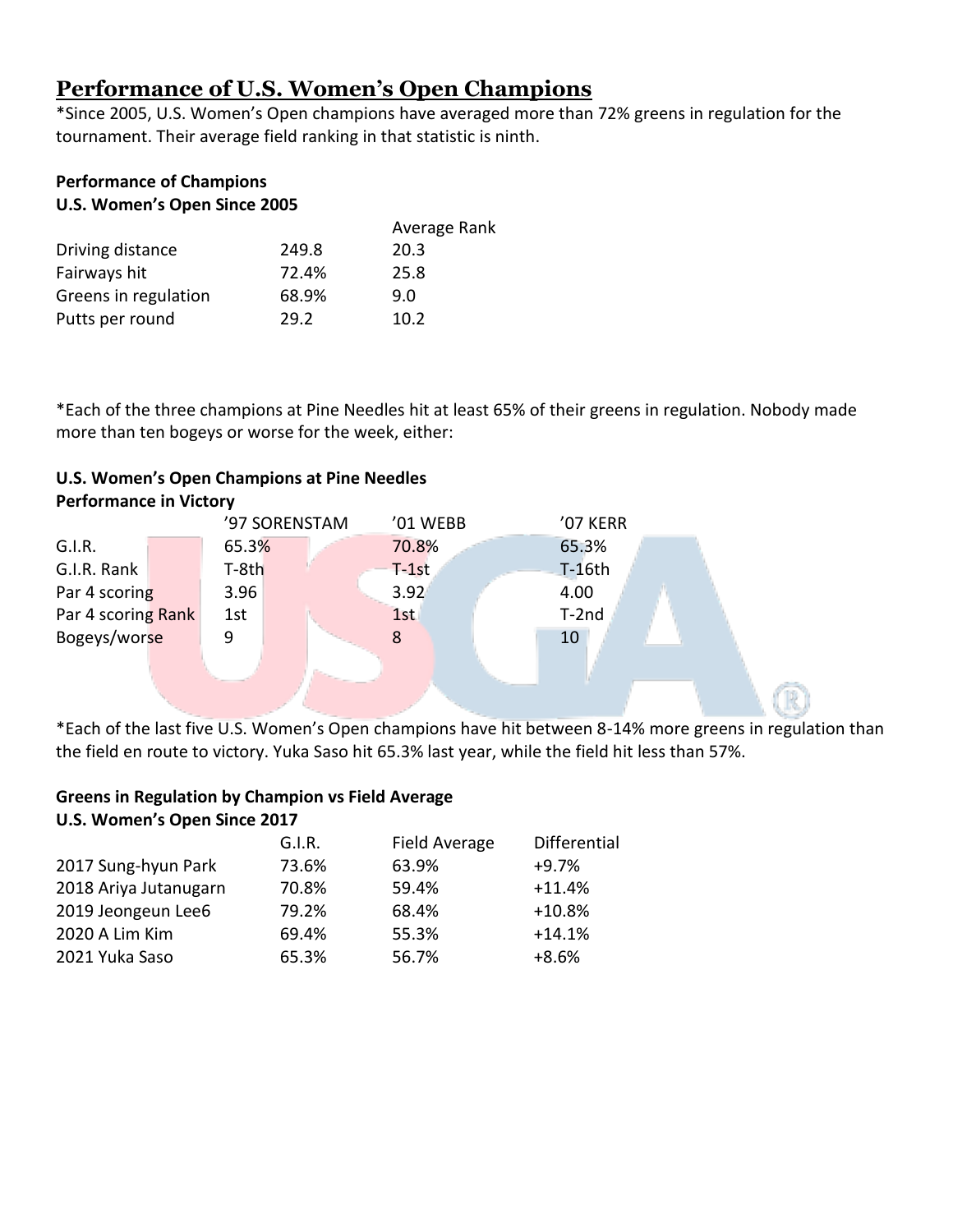# Performance of U.S. Women's Open Champions

*Since 2005, U.S. Women's Open champions have averaged more than 72% greens in regulation for the tournament. Their average field ranking in that statistic is ninth.

**Performance of Champions**
**U.S. Women's Open Since 2005**

| | | Average Rank |
|---|---|---|
| Driving distance | 249.8 | 20.3 |
| Fairways hit | 72.4% | 25.8 |
| Greens in regulation | 68.9% | 9.0 |
| Putts per round | 29.2 | 10.2 |

*Each of the three champions at Pine Needles hit at least 65% of their greens in regulation. Nobody made more than ten bogeys or worse for the week, either:

**U.S. Women's Open Champions at Pine Needles**
**Performance in Victory**

| | '97 SORENSTAM | '01 WEBB | '07 KERR |
|---|---|---|---|
| G.I.R. | 65.3% | 70.8% | 65.3% |
| G.I.R. Rank | T-8th | T-1st | T-16th |
| Par 4 scoring | 3.96 | 3.92 | 4.00 |
| Par 4 scoring Rank | 1st | 1st | T-2nd |
| Bogeys/worse | 9 | 8 | 10 |

*Each of the last five U.S. Women's Open champions have hit between 8-14% more greens in regulation than the field en route to victory. Yuka Saso hit 65.3% last year, while the field hit less than 57%.

**Greens in Regulation by Champion vs Field Average**
**U.S. Women's Open Since 2017**

| | G.I.R. | Field Average | Differential |
|---|---|---|---|
| 2017 Sung-hyun Park | 73.6% | 63.9% | +9.7% |
| 2018 Ariya Jutanugarn | 70.8% | 59.4% | +11.4% |
| 2019 Jeongeun Lee6 | 79.2% | 68.4% | +10.8% |
| 2020 A Lim Kim | 69.4% | 55.3% | +14.1% |
| 2021 Yuka Saso | 65.3% | 56.7% | +8.6% |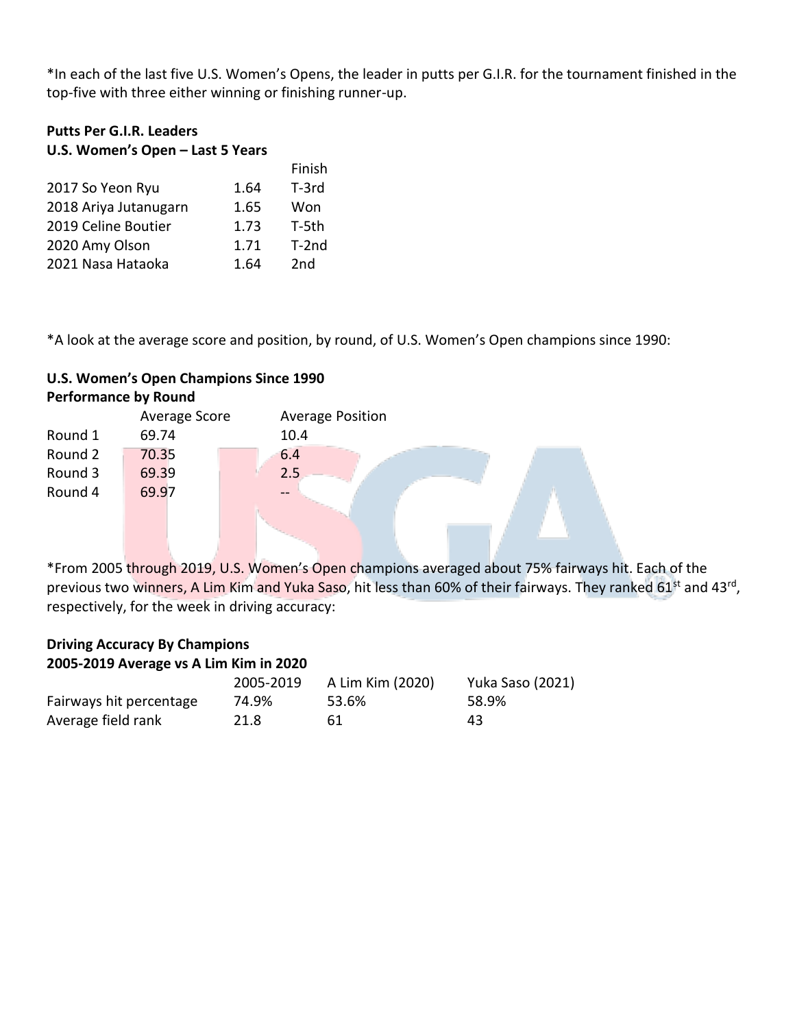*In each of the last five U.S. Women's Opens, the leader in putts per G.I.R. for the tournament finished in the top-five with three either winning or finishing runner-up.

**Putts Per G.I.R. Leaders**
**U.S. Women's Open – Last 5 Years**

| | | Finish |
|---|---|---|
| 2017 So Yeon Ryu | 1.64 | T-3rd |
| 2018 Ariya Jutanugarn | 1.65 | Won |
| 2019 Celine Boutier | 1.73 | T-5th |
| 2020 Amy Olson | 1.71 | T-2nd |
| 2021 Nasa Hataoka | 1.64 | 2nd |

*A look at the average score and position, by round, of U.S. Women's Open champions since 1990:

**U.S. Women's Open Champions Since 1990**
**Performance by Round**

| | Average Score | Average Position |
|---|---|---|
| Round 1 | 69.74 | 10.4 |
| Round 2 | 70.35 | 6.4 |
| Round 3 | 69.39 | 2.5 |
| Round 4 | 69.97 | -- |

*From 2005 through 2019, U.S. Women's Open champions averaged about 75% fairways hit. Each of the previous two winners, A Lim Kim and Yuka Saso, hit less than 60% of their fairways. They ranked 61st and 43rd, respectively, for the week in driving accuracy:

**Driving Accuracy By Champions**
**2005-2019 Average vs A Lim Kim in 2020**

| | 2005-2019 | A Lim Kim (2020) | Yuka Saso (2021) |
|---|---|---|---|
| Fairways hit percentage | 74.9% | 53.6% | 58.9% |
| Average field rank | 21.8 | 61 | 43 |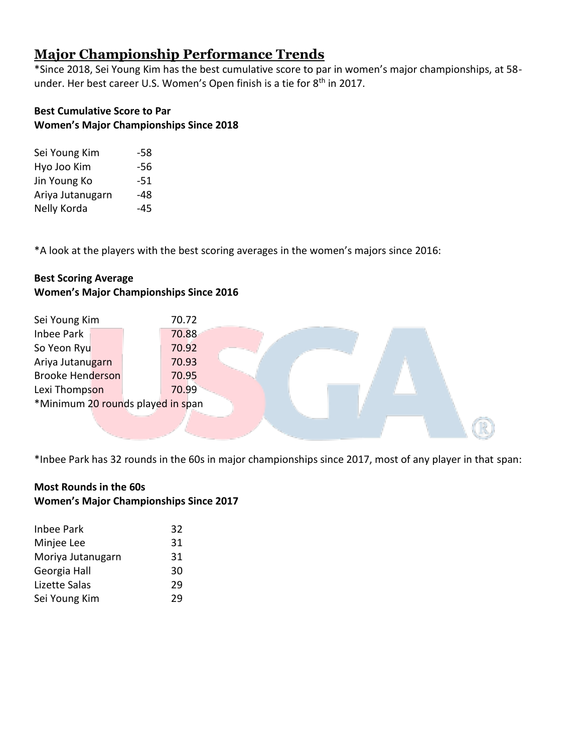## Major Championship Performance Trends

*Since 2018, Sei Young Kim has the best cumulative score to par in women's major championships, at 58-under. Her best career U.S. Women's Open finish is a tie for 8th in 2017.

**Best Cumulative Score to Par**
**Women's Major Championships Since 2018**

| | |
|---|---|
| Sei Young Kim | -58 |
| Hyo Joo Kim | -56 |
| Jin Young Ko | -51 |
| Ariya Jutanugarn | -48 |
| Nelly Korda | -45 |

*A look at the players with the best scoring averages in the women's majors since 2016:

**Best Scoring Average**
**Women's Major Championships Since 2016**

| | |
|---|---|
| Sei Young Kim | 70.72 |
| Inbee Park | 70.88 |
| So Yeon Ryu | 70.92 |
| Ariya Jutanugarn | 70.93 |
| Brooke Henderson | 70.95 |
| Lexi Thompson | 70.99 |

*Minimum 20 rounds played in span

*Inbee Park has 32 rounds in the 60s in major championships since 2017, most of any player in that span:

**Most Rounds in the 60s**
**Women's Major Championships Since 2017**

| | |
|---|---|
| Inbee Park | 32 |
| Minjee Lee | 31 |
| Moriya Jutanugarn | 31 |
| Georgia Hall | 30 |
| Lizette Salas | 29 |
| Sei Young Kim | 29 |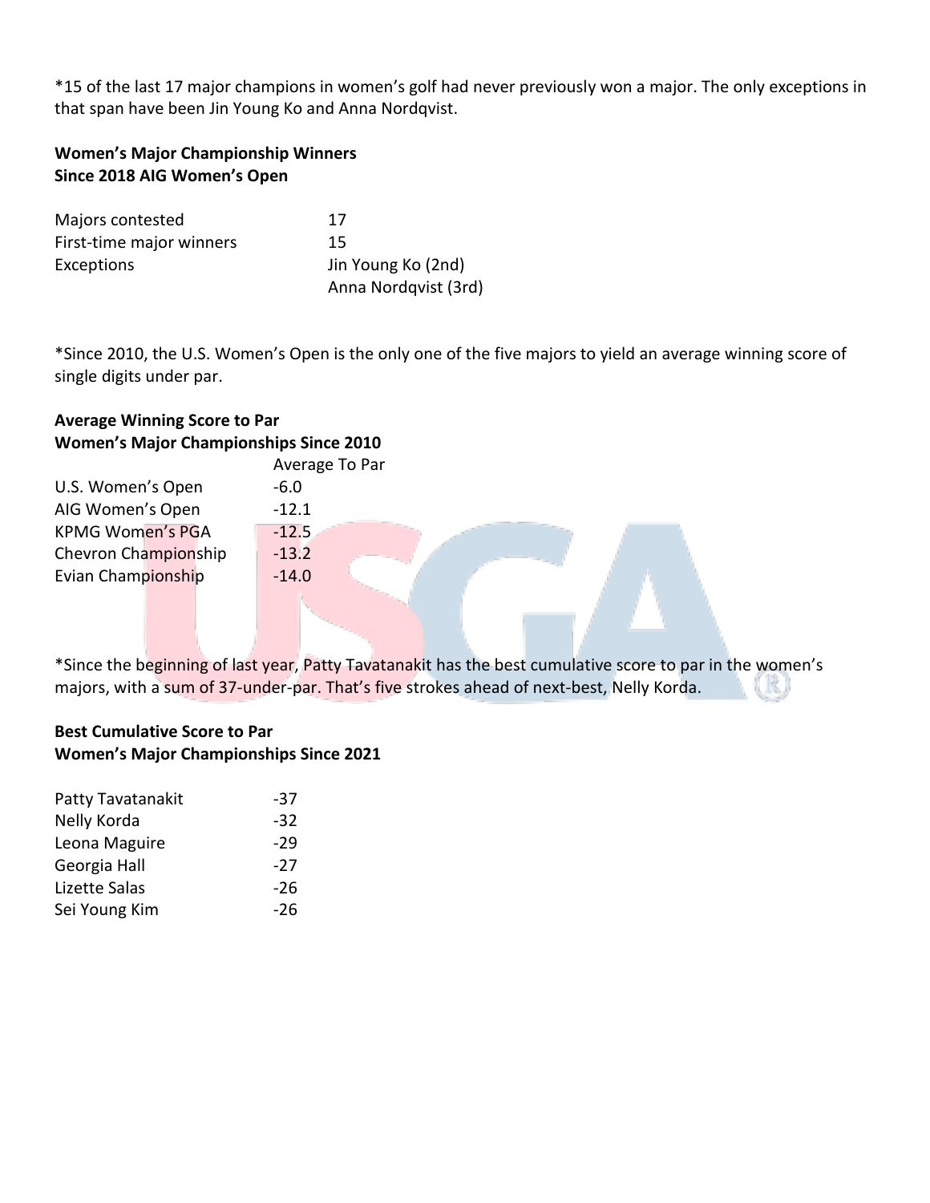*15 of the last 17 major champions in women's golf had never previously won a major. The only exceptions in that span have been Jin Young Ko and Anna Nordqvist.

**Women's Major Championship Winners**
**Since 2018 AIG Women's Open**

| | |
|---|---|
| Majors contested | 17 |
| First-time major winners | 15 |
| Exceptions | Jin Young Ko (2nd) |
| | Anna Nordqvist (3rd) |

*Since 2010, the U.S. Women's Open is the only one of the five majors to yield an average winning score of single digits under par.

**Average Winning Score to Par**
**Women's Major Championships Since 2010**

| | Average To Par |
|---|---|
| U.S. Women's Open | -6.0 |
| AIG Women's Open | -12.1 |
| KPMG Women's PGA | -12.5 |
| Chevron Championship | -13.2 |
| Evian Championship | -14.0 |

*Since the beginning of last year, Patty Tavatanakit has the best cumulative score to par in the women's majors, with a sum of 37-under-par. That's five strokes ahead of next-best, Nelly Korda.

**Best Cumulative Score to Par**
**Women's Major Championships Since 2021**

| | |
|---|---|
| Patty Tavatanakit | -37 |
| Nelly Korda | -32 |
| Leona Maguire | -29 |
| Georgia Hall | -27 |
| Lizette Salas | -26 |
| Sei Young Kim | -26 |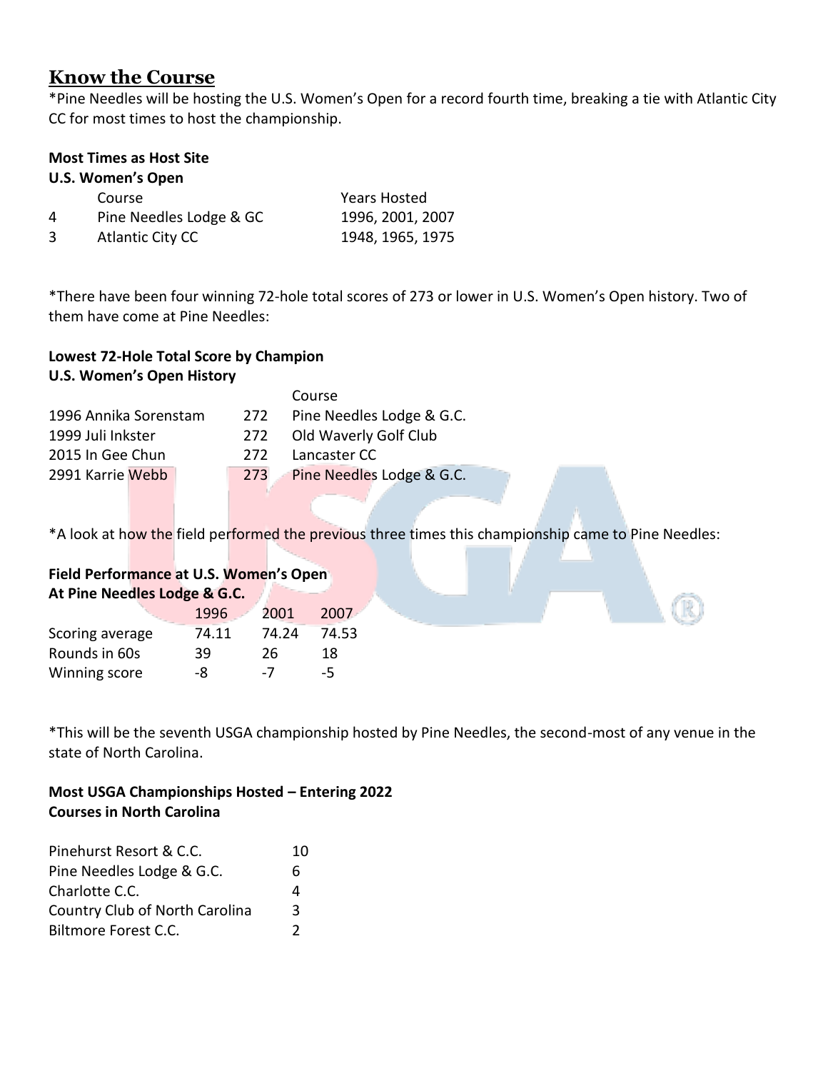## Know the Course

*Pine Needles will be hosting the U.S. Women's Open for a record fourth time, breaking a tie with Atlantic City CC for most times to host the championship.

**Most Times as Host Site**
**U.S. Women's Open**

| | Course | Years Hosted |
|---|---|---|
| 4 | Pine Needles Lodge & GC | 1996, 2001, 2007 |
| 3 | Atlantic City CC | 1948, 1965, 1975 |

*There have been four winning 72-hole total scores of 273 or lower in U.S. Women's Open history. Two of them have come at Pine Needles:

**Lowest 72-Hole Total Score by Champion**
**U.S. Women's Open History**

| | | Course |
|---|---|---|
| 1996 Annika Sorenstam | 272 | Pine Needles Lodge & G.C. |
| 1999 Juli Inkster | 272 | Old Waverly Golf Club |
| 2015 In Gee Chun | 272 | Lancaster CC |
| 2991 Karrie Webb | 273 | Pine Needles Lodge & G.C. |

*A look at how the field performed the previous three times this championship came to Pine Needles:

**Field Performance at U.S. Women's Open**
**At Pine Needles Lodge & G.C.**

| | 1996 | 2001 | 2007 |
|---|---|---|---|
| Scoring average | 74.11 | 74.24 | 74.53 |
| Rounds in 60s | 39 | 26 | 18 |
| Winning score | -8 | -7 | -5 |

*This will be the seventh USGA championship hosted by Pine Needles, the second-most of any venue in the state of North Carolina.

**Most USGA Championships Hosted – Entering 2022**
**Courses in North Carolina**

| | |
|---|---|
| Pinehurst Resort & C.C. | 10 |
| Pine Needles Lodge & G.C. | 6 |
| Charlotte C.C. | 4 |
| Country Club of North Carolina | 3 |
| Biltmore Forest C.C. | 2 |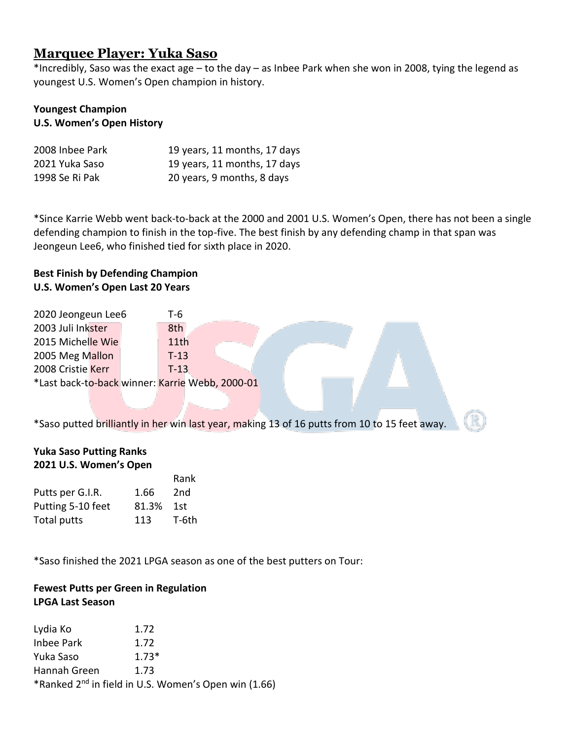## Marquee Player: Yuka Saso

*Incredibly, Saso was the exact age – to the day – as Inbee Park when she won in 2008, tying the legend as youngest U.S. Women's Open champion in history.

**Youngest Champion**
**U.S. Women's Open History**

| | |
|---|---|
| 2008 Inbee Park | 19 years, 11 months, 17 days |
| 2021 Yuka Saso | 19 years, 11 months, 17 days |
| 1998 Se Ri Pak | 20 years, 9 months, 8 days |

*Since Karrie Webb went back-to-back at the 2000 and 2001 U.S. Women's Open, there has not been a single defending champion to finish in the top-five. The best finish by any defending champ in that span was Jeongeun Lee6, who finished tied for sixth place in 2020.

**Best Finish by Defending Champion**
**U.S. Women's Open Last 20 Years**

| | |
|---|---|
| 2020 Jeongeun Lee6 | T-6 |
| 2003 Juli Inkster | 8th |
| 2015 Michelle Wie | 11th |
| 2005 Meg Mallon | T-13 |
| 2008 Cristie Kerr | T-13 |

*Last back-to-back winner: Karrie Webb, 2000-01

*Saso putted brilliantly in her win last year, making 13 of 16 putts from 10 to 15 feet away.

**Yuka Saso Putting Ranks**
**2021 U.S. Women's Open**

| | | Rank |
|---|---|---|
| Putts per G.I.R. | 1.66 | 2nd |
| Putting 5-10 feet | 81.3% | 1st |
| Total putts | 113 | T-6th |

*Saso finished the 2021 LPGA season as one of the best putters on Tour:

**Fewest Putts per Green in Regulation**
**LPGA Last Season**

| | |
|---|---|
| Lydia Ko | 1.72 |
| Inbee Park | 1.72 |
| Yuka Saso | 1.73* |
| Hannah Green | 1.73 |

*Ranked 2nd in field in U.S. Women's Open win (1.66)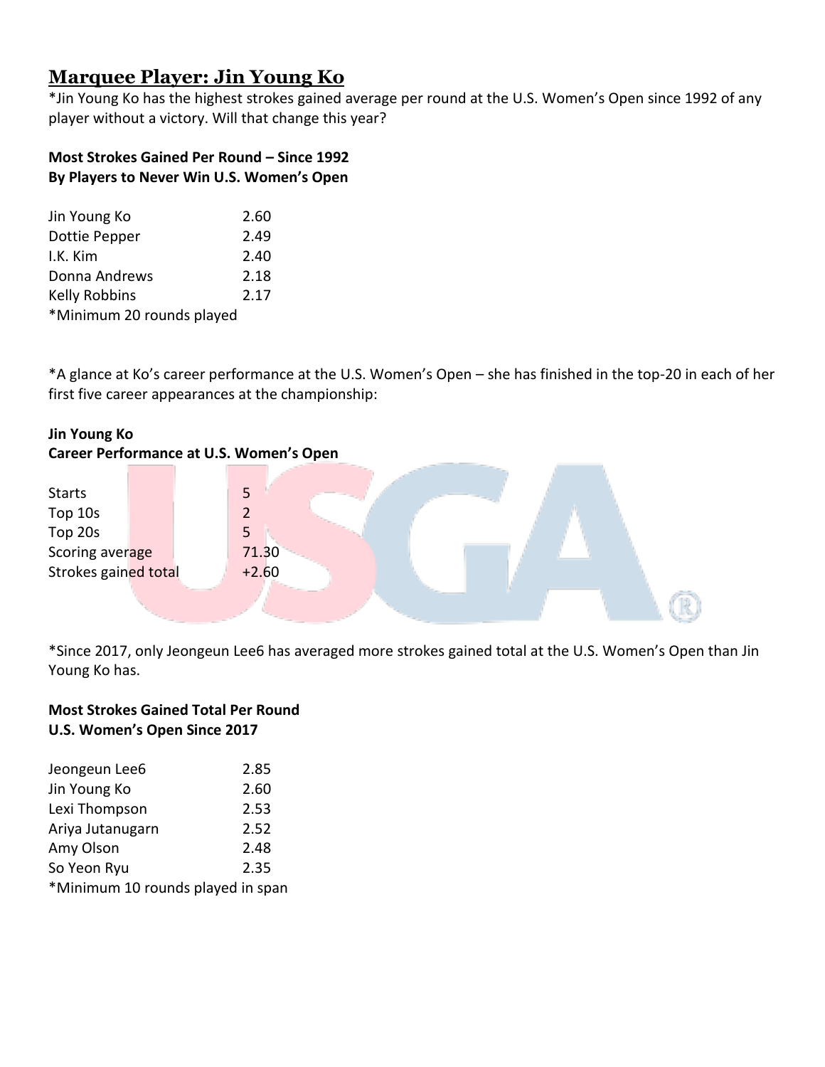## Marquee Player: Jin Young Ko

*Jin Young Ko has the highest strokes gained average per round at the U.S. Women's Open since 1992 of any player without a victory. Will that change this year?

**Most Strokes Gained Per Round – Since 1992**
**By Players to Never Win U.S. Women's Open**

| Player | Strokes Gained |
|---|---|
| Jin Young Ko | 2.60 |
| Dottie Pepper | 2.49 |
| I.K. Kim | 2.40 |
| Donna Andrews | 2.18 |
| Kelly Robbins | 2.17 |

*Minimum 20 rounds played

*A glance at Ko's career performance at the U.S. Women's Open – she has finished in the top-20 in each of her first five career appearances at the championship:

**Jin Young Ko**
**Career Performance at U.S. Women's Open**

| Stat | Value |
|---|---|
| Starts | 5 |
| Top 10s | 2 |
| Top 20s | 5 |
| Scoring average | 71.30 |
| Strokes gained total | +2.60 |

*Since 2017, only Jeongeun Lee6 has averaged more strokes gained total at the U.S. Women's Open than Jin Young Ko has.

**Most Strokes Gained Total Per Round**
**U.S. Women's Open Since 2017**

| Player | Strokes Gained |
|---|---|
| Jeongeun Lee6 | 2.85 |
| Jin Young Ko | 2.60 |
| Lexi Thompson | 2.53 |
| Ariya Jutanugarn | 2.52 |
| Amy Olson | 2.48 |
| So Yeon Ryu | 2.35 |

*Minimum 10 rounds played in span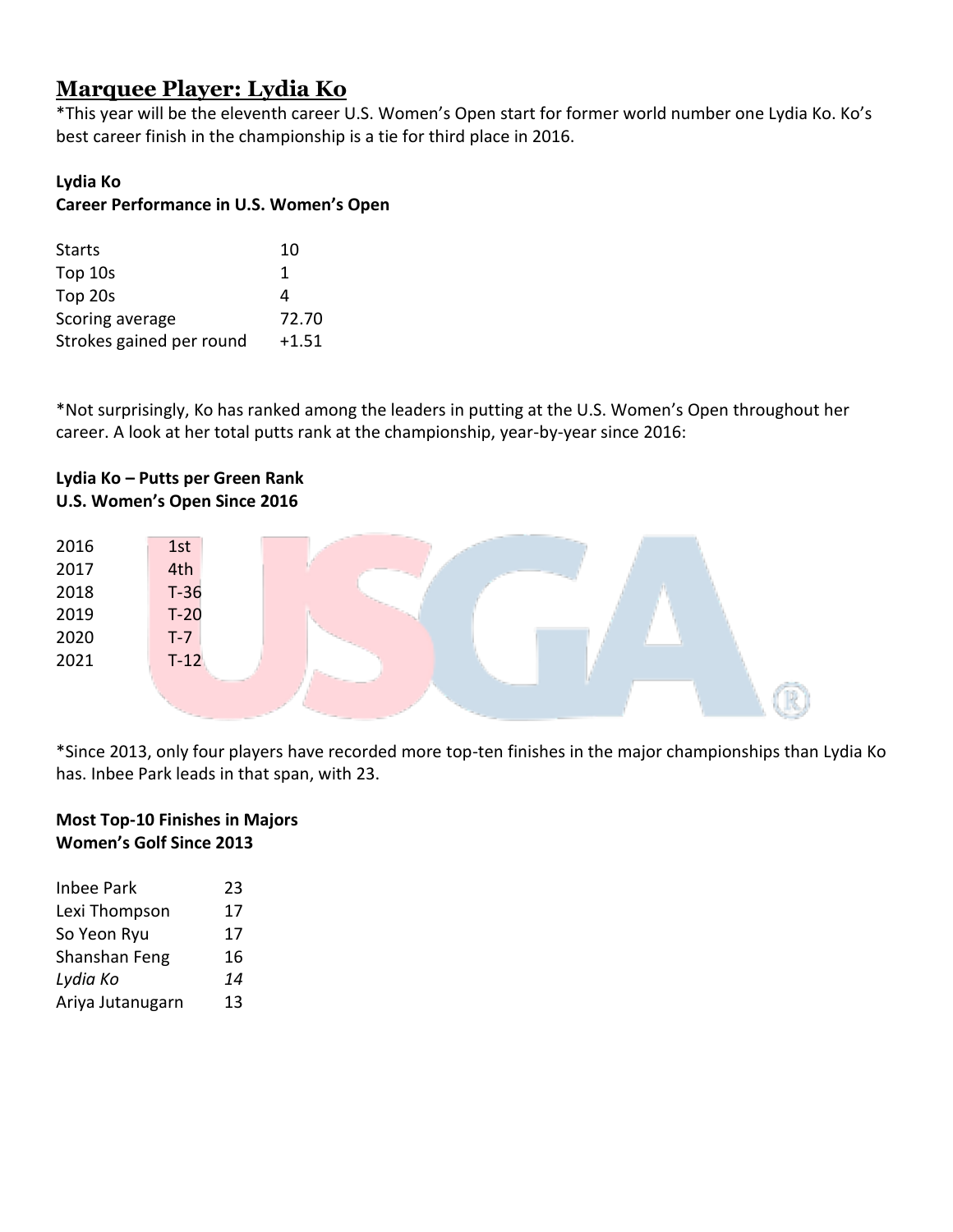# Marquee Player: Lydia Ko

*This year will be the eleventh career U.S. Women's Open start for former world number one Lydia Ko. Ko's best career finish in the championship is a tie for third place in 2016.

**Lydia Ko**
**Career Performance in U.S. Women's Open**

| | |
|---|---|
| Starts | 10 |
| Top 10s | 1 |
| Top 20s | 4 |
| Scoring average | 72.70 |
| Strokes gained per round | +1.51 |

*Not surprisingly, Ko has ranked among the leaders in putting at the U.S. Women's Open throughout her career. A look at her total putts rank at the championship, year-by-year since 2016:

**Lydia Ko – Putts per Green Rank**
**U.S. Women's Open Since 2016**

| | |
|---|---|
| 2016 | 1st |
| 2017 | 4th |
| 2018 | T-36 |
| 2019 | T-20 |
| 2020 | T-7 |
| 2021 | T-12 |

*Since 2013, only four players have recorded more top-ten finishes in the major championships than Lydia Ko has. Inbee Park leads in that span, with 23.

**Most Top-10 Finishes in Majors**
**Women's Golf Since 2013**

| | |
|---|---|
| Inbee Park | 23 |
| Lexi Thompson | 17 |
| So Yeon Ryu | 17 |
| Shanshan Feng | 16 |
| *Lydia Ko* | *14* |
| Ariya Jutanugarn | 13 |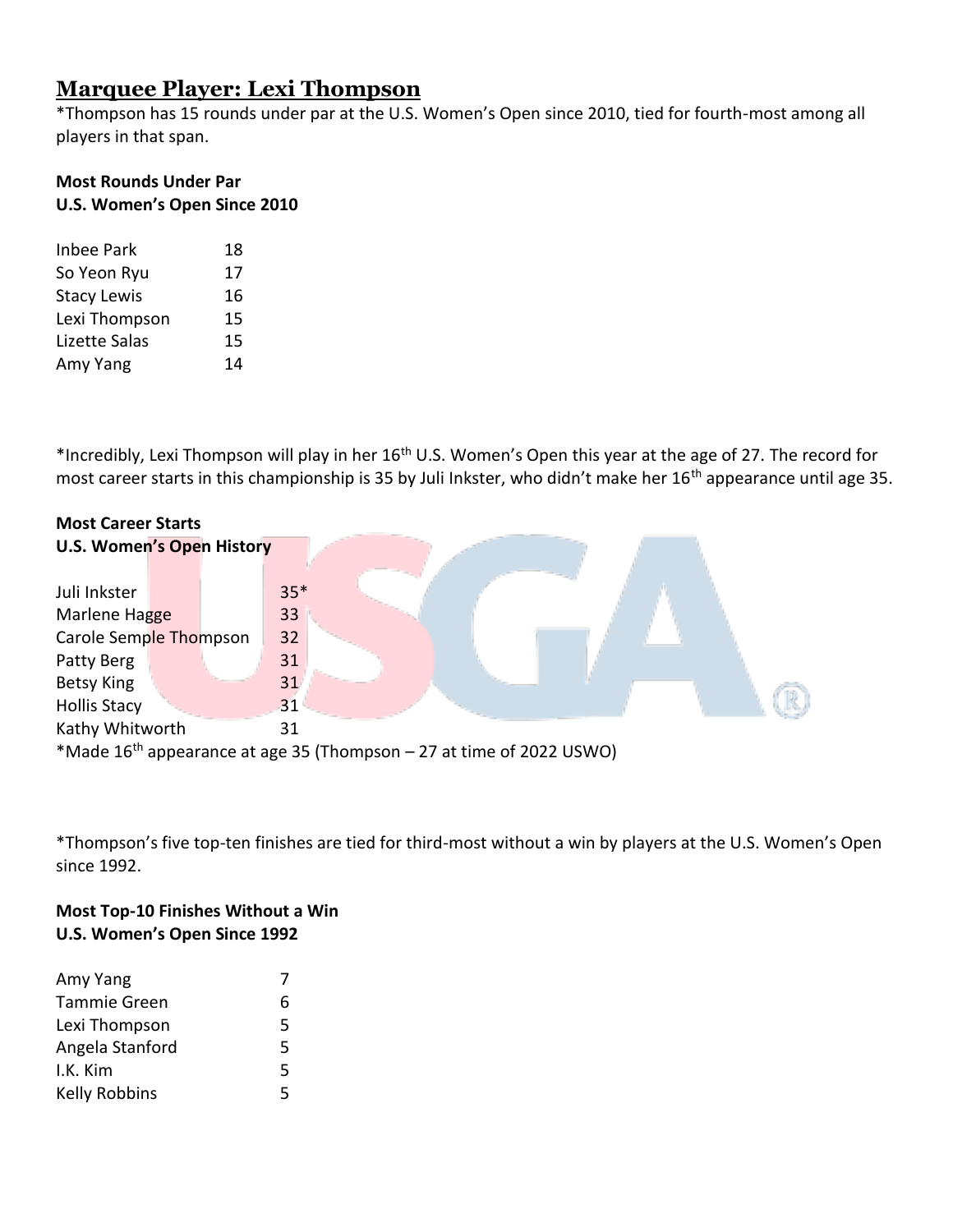## Marquee Player: Lexi Thompson

*Thompson has 15 rounds under par at the U.S. Women's Open since 2010, tied for fourth-most among all players in that span.

**Most Rounds Under Par**
**U.S. Women's Open Since 2010**

| Player | Rounds |
|---|---|
| Inbee Park | 18 |
| So Yeon Ryu | 17 |
| Stacy Lewis | 16 |
| Lexi Thompson | 15 |
| Lizette Salas | 15 |
| Amy Yang | 14 |

*Incredibly, Lexi Thompson will play in her 16th U.S. Women's Open this year at the age of 27. The record for most career starts in this championship is 35 by Juli Inkster, who didn't make her 16th appearance until age 35.

**Most Career Starts**
**U.S. Women's Open History**

| Player | Starts |
|---|---|
| Juli Inkster | 35* |
| Marlene Hagge | 33 |
| Carole Semple Thompson | 32 |
| Patty Berg | 31 |
| Betsy King | 31 |
| Hollis Stacy | 31 |
| Kathy Whitworth | 31 |

*Made 16th appearance at age 35 (Thompson – 27 at time of 2022 USWO)

*Thompson's five top-ten finishes are tied for third-most without a win by players at the U.S. Women's Open since 1992.

**Most Top-10 Finishes Without a Win**
**U.S. Women's Open Since 1992**

| Player | Top-10s |
|---|---|
| Amy Yang | 7 |
| Tammie Green | 6 |
| Lexi Thompson | 5 |
| Angela Stanford | 5 |
| I.K. Kim | 5 |
| Kelly Robbins | 5 |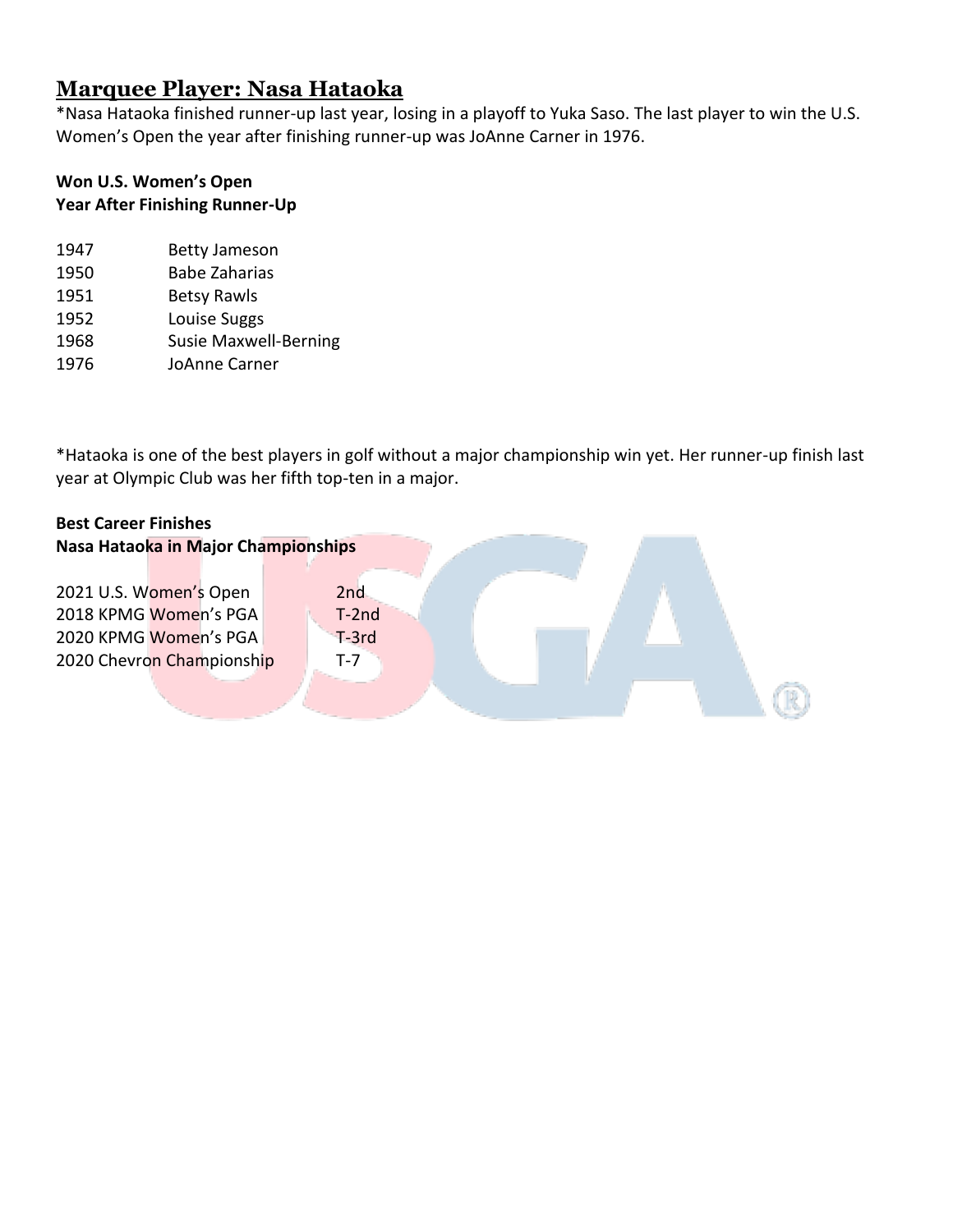## Marquee Player: Nasa Hataoka

*Nasa Hataoka finished runner-up last year, losing in a playoff to Yuka Saso. The last player to win the U.S. Women's Open the year after finishing runner-up was JoAnne Carner in 1976.

**Won U.S. Women's Open**
**Year After Finishing Runner-Up**

| | |
|---|---|
| 1947 | Betty Jameson |
| 1950 | Babe Zaharias |
| 1951 | Betsy Rawls |
| 1952 | Louise Suggs |
| 1968 | Susie Maxwell-Berning |
| 1976 | JoAnne Carner |

*Hataoka is one of the best players in golf without a major championship win yet. Her runner-up finish last year at Olympic Club was her fifth top-ten in a major.

**Best Career Finishes**
**Nasa Hataoka in Major Championships**

| | |
|---|---|
| 2021 U.S. Women's Open | 2nd |
| 2018 KPMG Women's PGA | T-2nd |
| 2020 KPMG Women's PGA | T-3rd |
| 2020 Chevron Championship | T-7 |